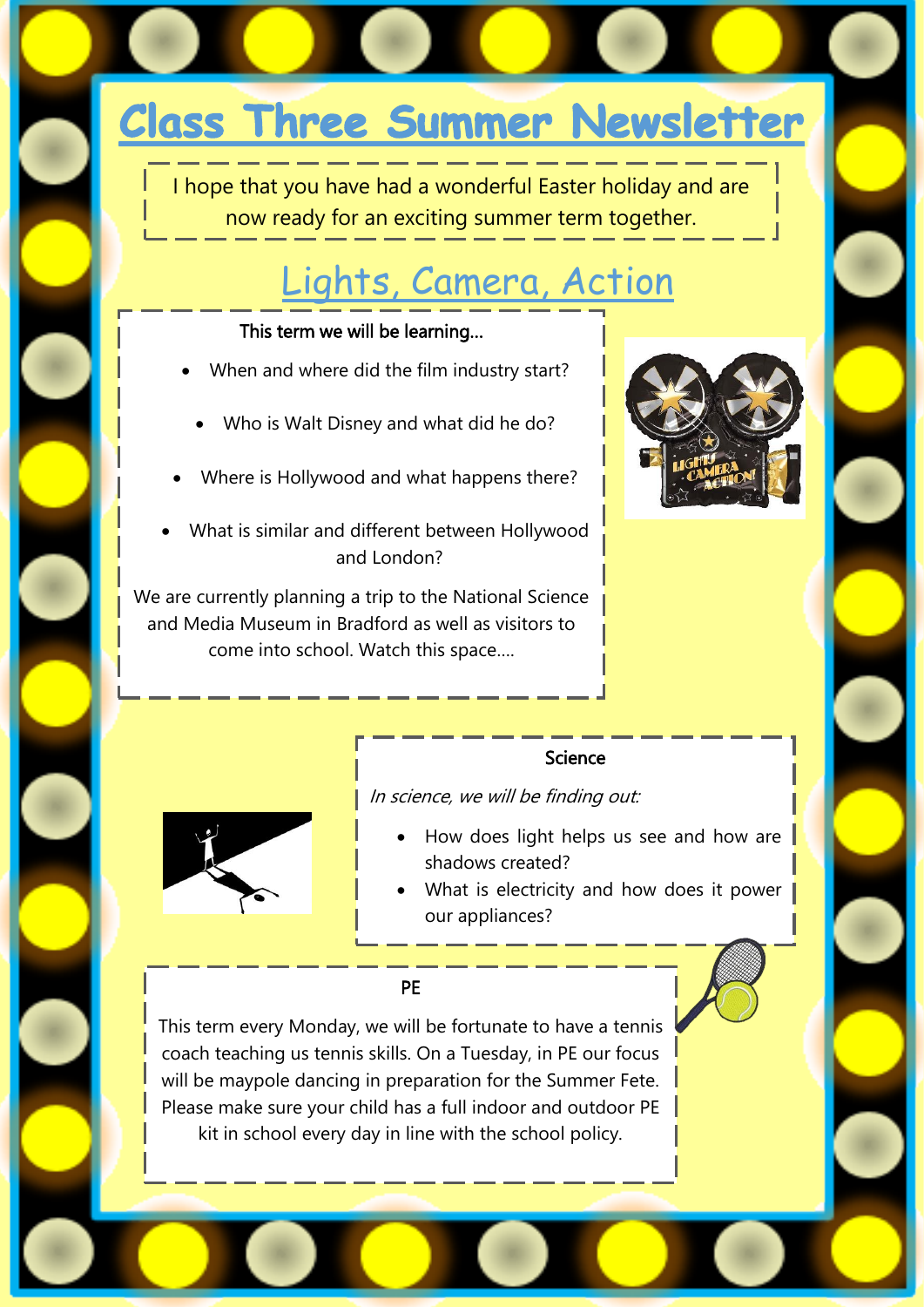# Class Three Summer Newsletter

I hope that you have had a wonderful Easter holiday and are now ready for an exciting summer term together.

## Lights, Camera, Action

This term we will be learning…

- When and where did the film industry start?
- Who is Walt Disney and what did he do?
- Where is Hollywood and what happens there?
- What is similar and different between Hollywood and London?

We are currently planning a trip to the National Science and Media Museum in Bradford as well as visitors to come into school. Watch this space….

### Science

*In science, we will be finding out:*

- How does light helps us see and how are shadows created?
- What is electricity and how does it power our appliances?

### PE

This term every Monday, we will be fortunate to have a tennis coach teaching us tennis skills. On a Tuesday, in PE our focus will be maypole dancing in preparation for the Summer Fete. Please make sure your child has a full indoor and outdoor PE kit in school every day in line with the school policy.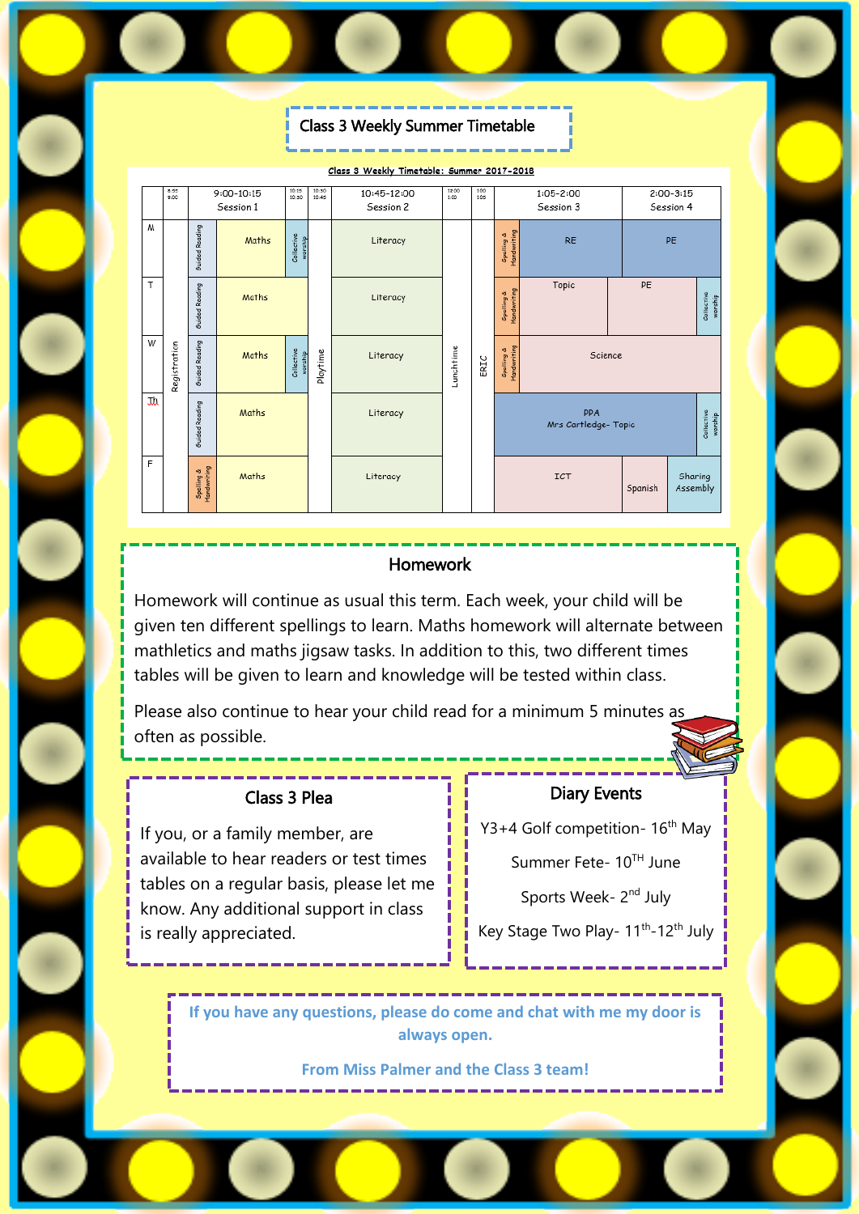# Class 3 Weekly Summer Timetable

**Class 3 Weekly Timetable: Summer 2017-2018**

| | 8:55 9:00 | 9:00-10:15 Session 1 | | 10:15 10:30 | 10:30 10:45 | 10:45-12:00 Session 2 | 12:00 1:00 | 1:00 1:05 | | 1:05-2:00 Session 3 | 2:00-3:15 Session 4 | |
|---|---|---|---|---|---|---|---|---|---|---|---|---|
| M | Registration | Guided Reading | Maths | Collective worship | Playtime | Literacy | Lunchtime | ERIC | Spelling & Handwriting | RE | PE | |
| T | Registration | Guided Reading | Maths | | Playtime | Literacy | Lunchtime | ERIC | Spelling & Handwriting | Topic | PE | Collective worship |
| W | Registration | Guided Reading | Maths | Collective worship | Playtime | Literacy | Lunchtime | ERIC | Spelling & Handwriting | Science | | |
| Th | Registration | Guided Reading | Maths | | Playtime | Literacy | Lunchtime | ERIC | PPA Mrs Cartledge- Topic | | | Collective worship |
| F | Registration | Spelling & Handwriting | Maths | | Playtime | Literacy | Lunchtime | ERIC | ICT | | Spanish | Sharing Assembly |

## Homework

Homework will continue as usual this term. Each week, your child will be given ten different spellings to learn. Maths homework will alternate between mathletics and maths jigsaw tasks. In addition to this, two different times tables will be given to learn and knowledge will be tested within class.

Please also continue to hear your child read for a minimum 5 minutes as often as possible.

## Class 3 Plea

If you, or a family member, are available to hear readers or test times tables on a regular basis, please let me know. Any additional support in class is really appreciated.

## Diary Events

Y3+4 Golf competition- 16th May

Summer Fete- 10TH June

Sports Week- 2nd July

Key Stage Two Play- 11th-12th July

**If you have any questions, please do come and chat with me my door is always open.**

**From Miss Palmer and the Class 3 team!**